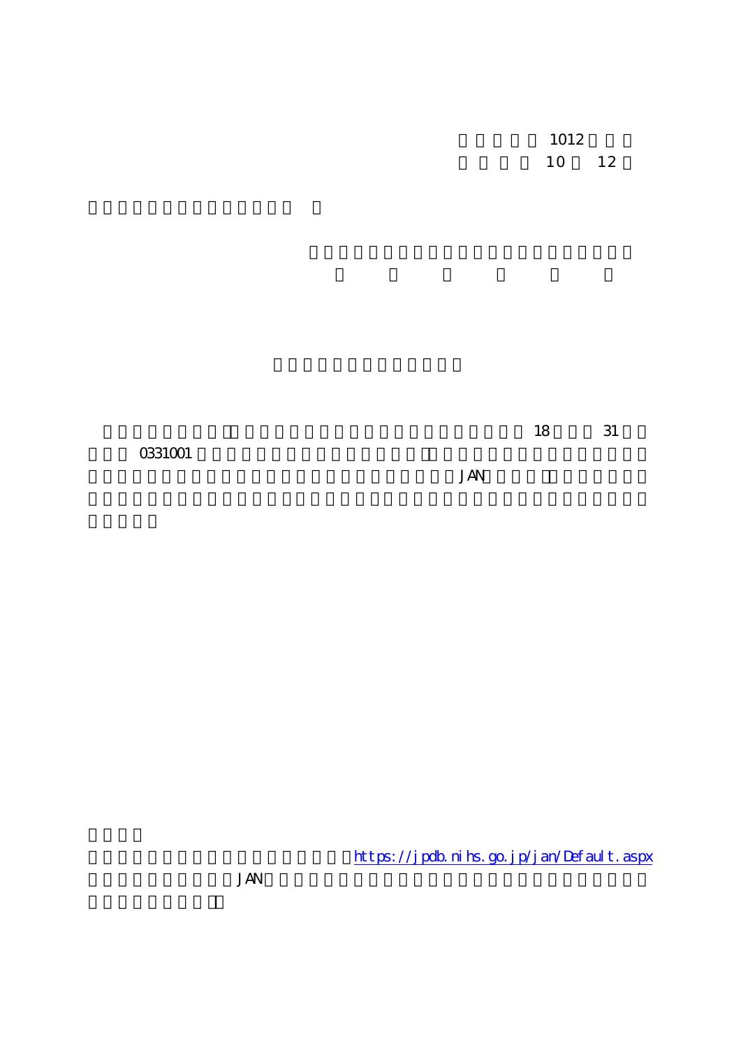1012

10　12

18　31

0331001

JAN

https://jpdb.nihs.go.jp/jan/Default.aspx

JAN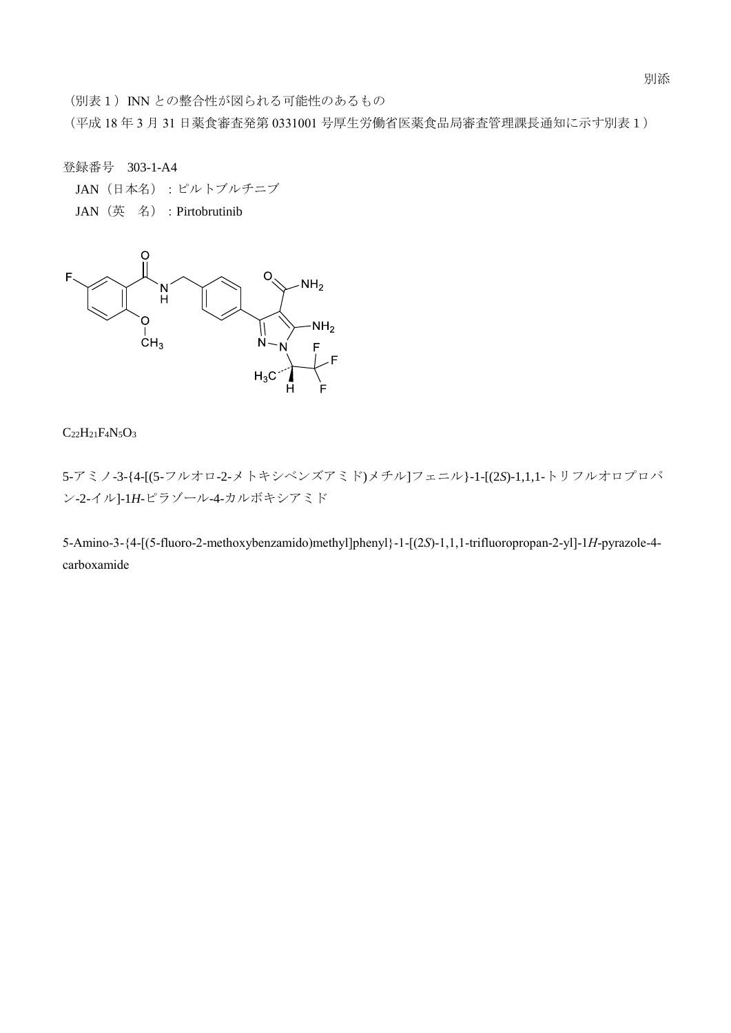別添

（別表１）INN との整合性が図られる可能性のあるもの

（平成 18 年 3 月 31 日薬食審査発第 0331001 号厚生労働省医薬食品局審査管理課長通知に示す別表 1）

登録番号　303-1-A4

JAN（日本名）：ピルトブルチニブ

JAN（英　名）：Pirtobrutinib

$C_{22}H_{21}F_4N_5O_3$

5-アミノ-3-{4-[(5-フルオロ-2-メトキシベンズアミド)メチル]フェニル}-1-[(2*S*)-1,1,1-トリフルオロプロパン-2-イル]-1*H*-ピラゾール-4-カルボキシアミド

5-Amino-3-{4-[(5-fluoro-2-methoxybenzamido)methyl]phenyl}-1-[(2*S*)-1,1,1-trifluoropropan-2-yl]-1*H*-pyrazole-4-carboxamide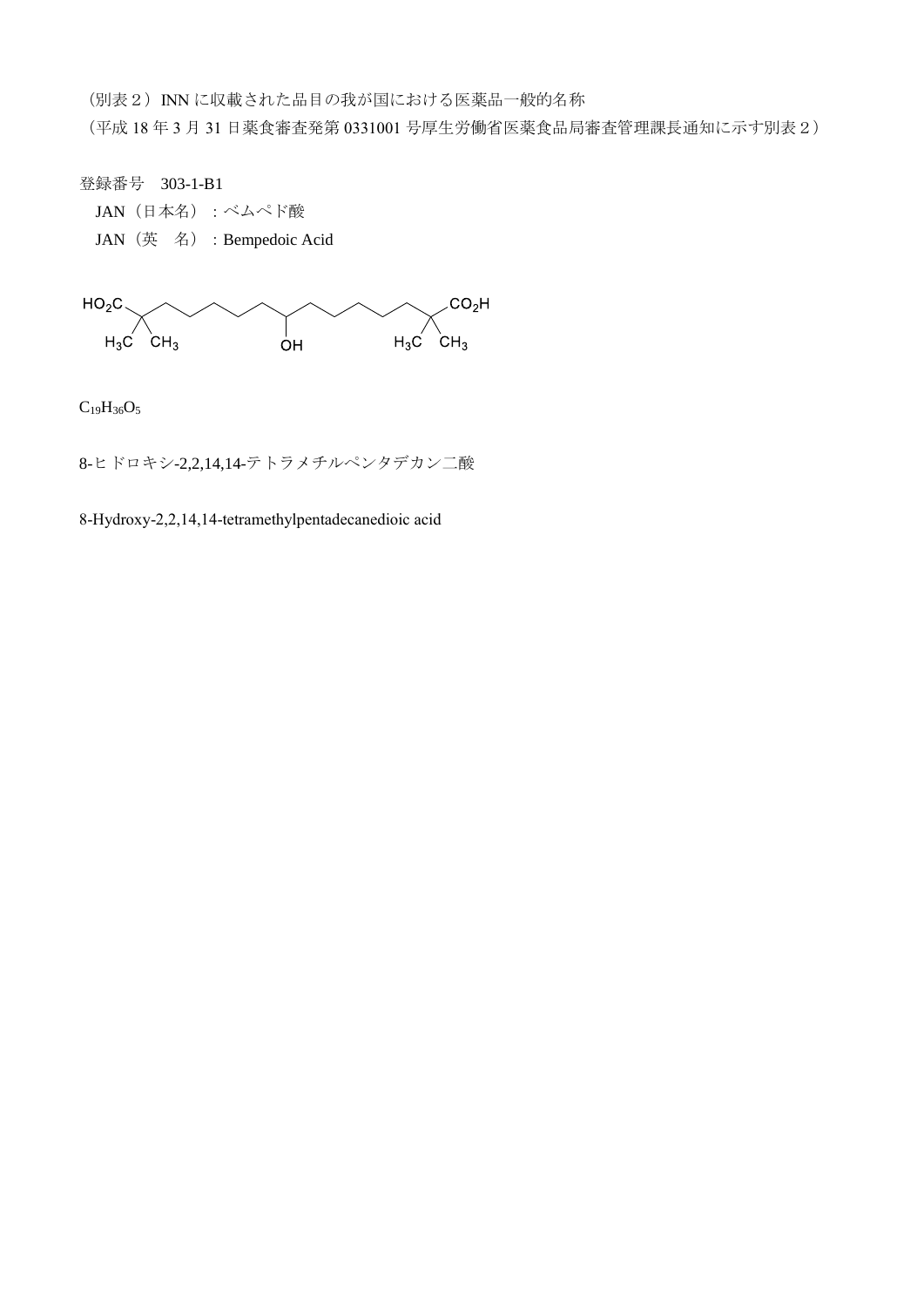（別表２）INN に収載された品目の我が国における医薬品一般的名称

（平成 18 年 3 月 31 日薬食審査発第 0331001 号厚生労働省医薬食品局審査管理課長通知に示す別表２）

登録番号　303-1-B1

JAN（日本名）：ベムペド酸

JAN（英　名）：Bempedoic Acid

$C_{19}H_{36}O_5$

8-ヒドロキシ-2,2,14,14-テトラメチルペンタデカン二酸

8-Hydroxy-2,2,14,14-tetramethylpentadecanedioic acid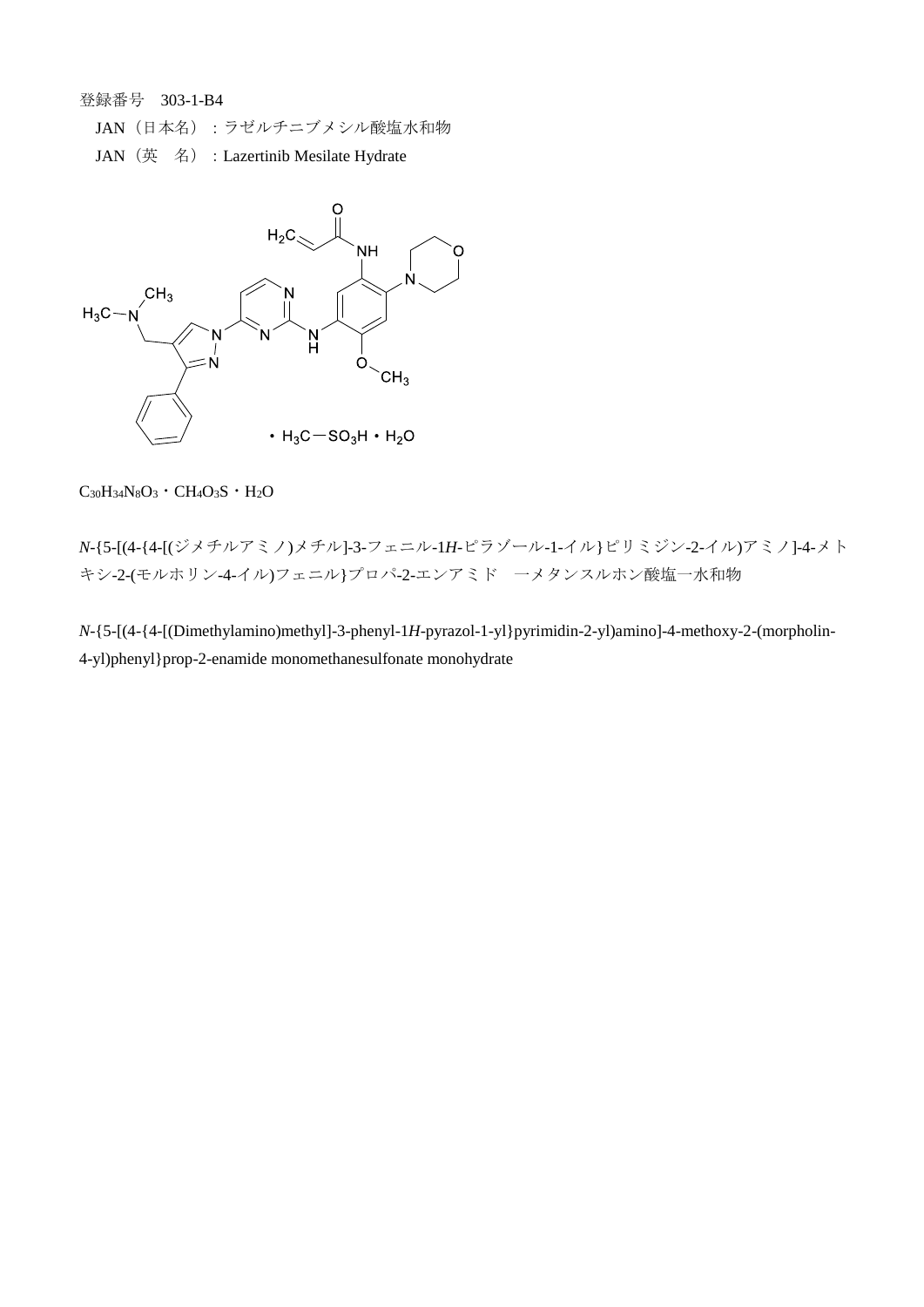登録番号　303-1-B4

JAN（日本名）：ラゼルチニブメシル酸塩水和物

JAN（英　名）：Lazertinib Mesilate Hydrate

$C_{30}H_{34}N_8O_3$・$CH_4O_3S$・$H_2O$

*N*-{5-[(4-{4-[(ジメチルアミノ)メチル]-3-フェニル-1*H*-ピラゾール-1-イル}ピリミジン-2-イル)アミノ]-4-メトキシ-2-(モルホリン-4-イル)フェニル}プロパ-2-エンアミド　一メタンスルホン酸塩一水和物

*N*-{5-[(4-{4-[(Dimethylamino)methyl]-3-phenyl-1*H*-pyrazol-1-yl}pyrimidin-2-yl)amino]-4-methoxy-2-(morpholin-4-yl)phenyl}prop-2-enamide monomethanesulfonate monohydrate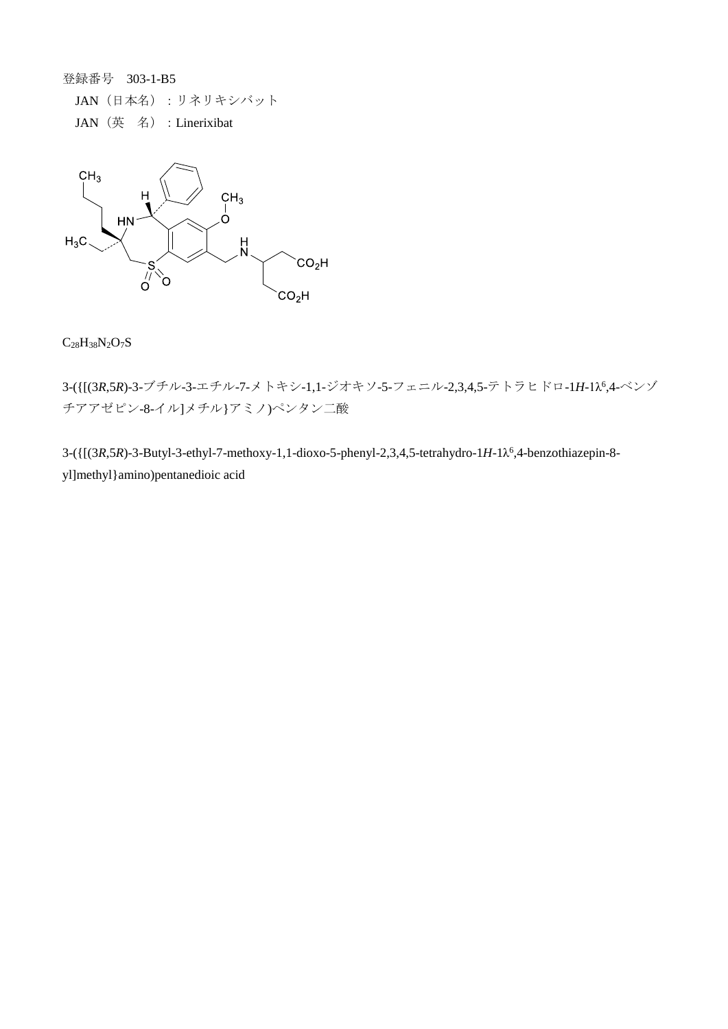登録番号　303-1-B5

JAN（日本名）：リネリキシバット

JAN（英　名）：Linerixibat

$C_{28}H_{38}N_2O_7S$

3-({[(3*R*,5*R*)-3-ブチル-3-エチル-7-メトキシ-1,1-ジオキソ-5-フェニル-2,3,4,5-テトラヒドロ-1*H*-1λ[6],4-ベンゾチアアゼピン-8-イル]メチル}アミノ)ペンタン二酸

3-({[(3*R*,5*R*)-3-Butyl-3-ethyl-7-methoxy-1,1-dioxo-5-phenyl-2,3,4,5-tetrahydro-1*H*-1λ[6],4-benzothiazepin-8-yl]methyl}amino)pentanedioic acid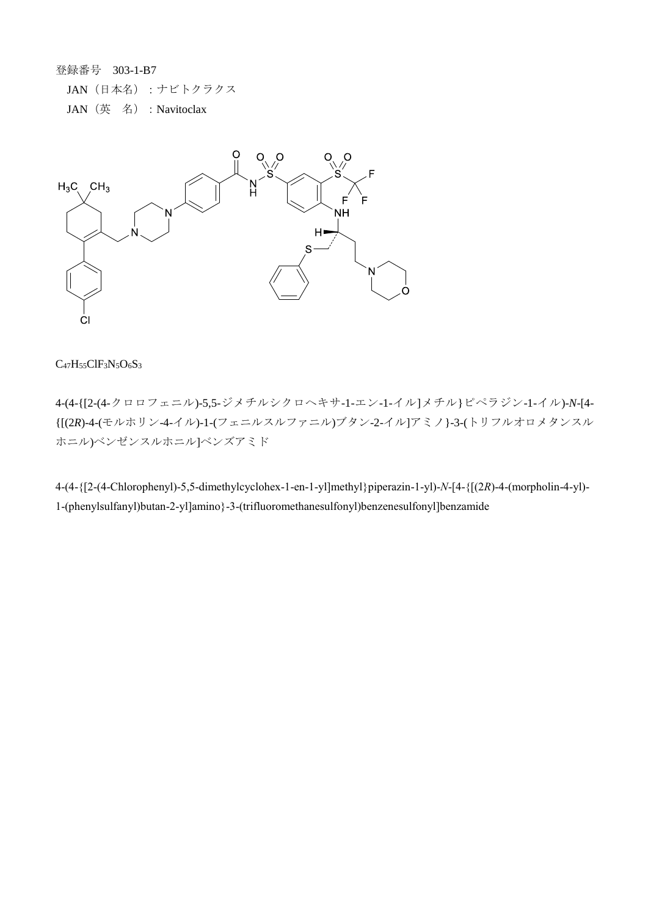登録番号　303-1-B7

JAN（日本名）：ナビトクラクス

JAN（英　名）：Navitoclax

$C_{47}H_{55}ClF_3N_5O_6S_3$

4-(4-{[2-(4-クロロフェニル)-5,5-ジメチルシクロヘキサ-1-エン-1-イル]メチル}ピペラジン-1-イル)-*N*-[4-{[(2*R*)-4-(モルホリン-4-イル)-1-(フェニルスルファニル)ブタン-2-イル]アミノ}-3-(トリフルオロメタンスルホニル)ベンゼンスルホニル]ベンズアミド

4-(4-{[2-(4-Chlorophenyl)-5,5-dimethylcyclohex-1-en-1-yl]methyl}piperazin-1-yl)-*N*-[4-{[(2*R*)-4-(morpholin-4-yl)-1-(phenylsulfanyl)butan-2-yl]amino}-3-(trifluoromethanesulfonyl)benzenesulfonyl]benzamide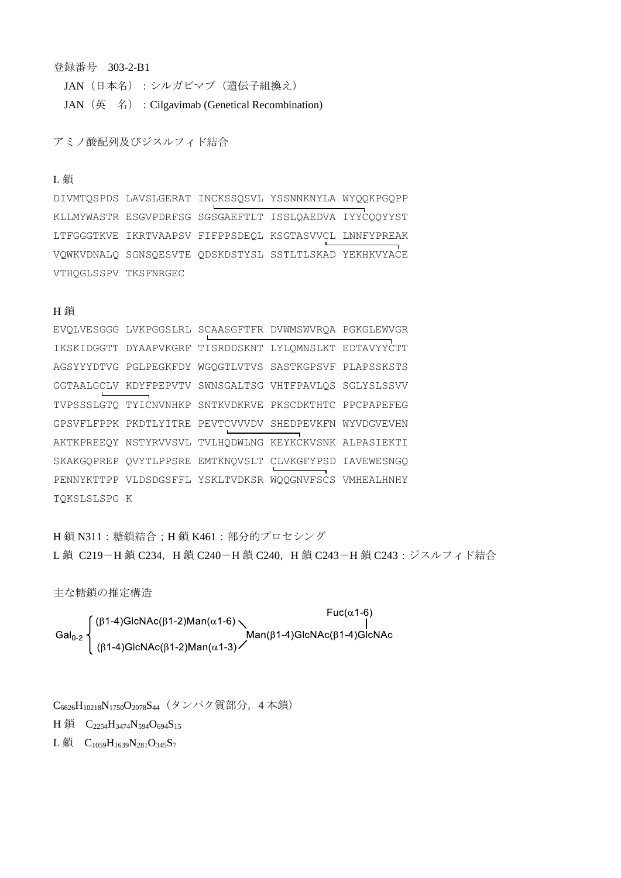登録番号　303-2-B1

JAN（日本名）：シルガビマブ（遺伝子組換え）

JAN（英　名）：Cilgavimab (Genetical Recombination)

アミノ酸配列及びジスルフィド結合

L 鎖

```
DIVMTQSPDS LAVSLGERAT INCKSSQSVL YSSNNKNYLA WYQQKPGQPP
KLLMYWASTR ESGVPDRFSG SGSGAEFTLT ISSLQAEDVA IYYCQQYYST
LTFGGGTKVE IKRTVAAPSV FIFPPSDEQL KSGTASVVCL LNNFYPREAK
VQWKVDNALQ SGNSQESVTE QDSKDSTYSL SSTLTLSKAD YEKHKVYACE
VTHQGLSSPV TKSFNRGEC
```

H 鎖

```
EVQLVESGGG LVKPGGSLRL SCAASGFTFR DVWMSWVRQA PGKGLEWVGR
IKSKIDGGTT DYAAPVKGRF TISRDDSKNT LYLQMNSLKT EDTAVYYCTT
AGSYYYDTVG PGLPEGKFDY WGQGTLVTVS SASTKGPSVF PLAPSSKSTS
GGTAALGCLV KDYFPEPVTV SWNSGALTSG VHTFPAVLQS SGLYSLSSVV
TVPSSSLGTQ TYICNVNHKP SNTKVDKRVE PKSCDKTHTC PPCPAPEFEG
GPSVFLFPPK PKDTLYITRE PEVTCVVVDV SHEDPEVKFN WYVDGVEVHN
AKTKPREEQY NSTYRVVSVL TVLHQDWLNG KEYKCKVSNK ALPASIEKTI
SKAKGQPREP QVYTLPPSRE EMTKNQVSLT CLVKGFYPSD IAVEWESNGQ
PENNYKTTPP VLDSDGSFFL YSKLTVDKSR WQQGNVFSCS VMHEALHNHY
TQKSLSLSPG K
```

H 鎖 N311：糖鎖結合；H 鎖 K461：部分的プロセシング

L 鎖 C219－H 鎖 C234，H 鎖 C240－H 鎖 C240，H 鎖 C243－H 鎖 C243：ジスルフィド結合

主な糖鎖の推定構造

```
                                                            Fuc(α1-6)
         ┌ (β1-4)GlcNAc(β1-2)Man(α1-6) ＼                        |
Gal0-2  ┤                                 Man(β1-4)GlcNAc(β1-4)GlcNAc
         └ (β1-4)GlcNAc(β1-2)Man(α1-3) ／
```

$C_{6626}H_{10218}N_{1750}O_{2078}S_{44}$（タンパク質部分，4 本鎖）

H 鎖　$C_{2254}H_{3474}N_{594}O_{694}S_{15}$

L 鎖　$C_{1059}H_{1639}N_{281}O_{345}S_{7}$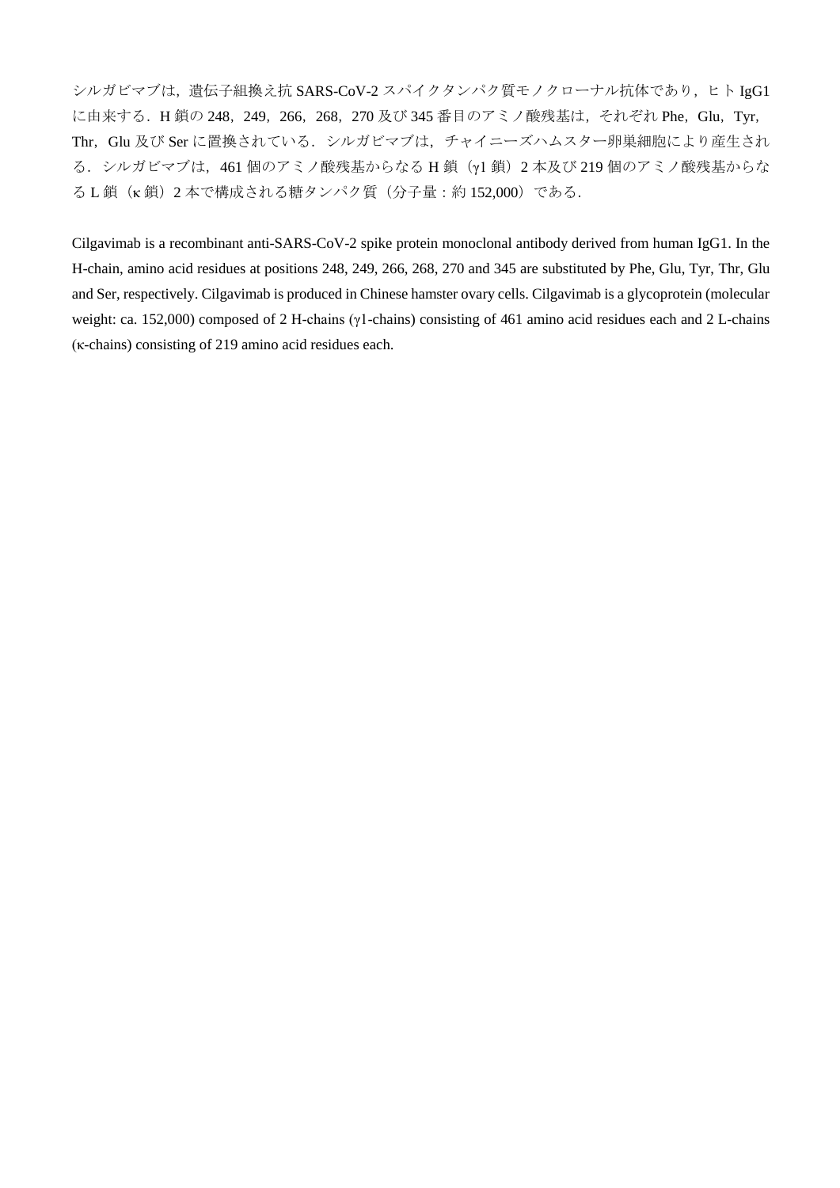シルガビマブは，遺伝子組換え抗 SARS-CoV-2 スパイクタンパク質モノクローナル抗体であり，ヒト IgG1 に由来する．H 鎖の 248，249，266，268，270 及び 345 番目のアミノ酸残基は，それぞれ Phe，Glu，Tyr，Thr，Glu 及び Ser に置換されている．シルガビマブは，チャイニーズハムスター卵巣細胞により産生される．シルガビマブは，461 個のアミノ酸残基からなる H 鎖（γ1 鎖）2 本及び 219 個のアミノ酸残基からなる L 鎖（κ 鎖）2 本で構成される糖タンパク質（分子量：約 152,000）である．

Cilgavimab is a recombinant anti-SARS-CoV-2 spike protein monoclonal antibody derived from human IgG1. In the H-chain, amino acid residues at positions 248, 249, 266, 268, 270 and 345 are substituted by Phe, Glu, Tyr, Thr, Glu and Ser, respectively. Cilgavimab is produced in Chinese hamster ovary cells. Cilgavimab is a glycoprotein (molecular weight: ca. 152,000) composed of 2 H-chains (γ1-chains) consisting of 461 amino acid residues each and 2 L-chains (κ-chains) consisting of 219 amino acid residues each.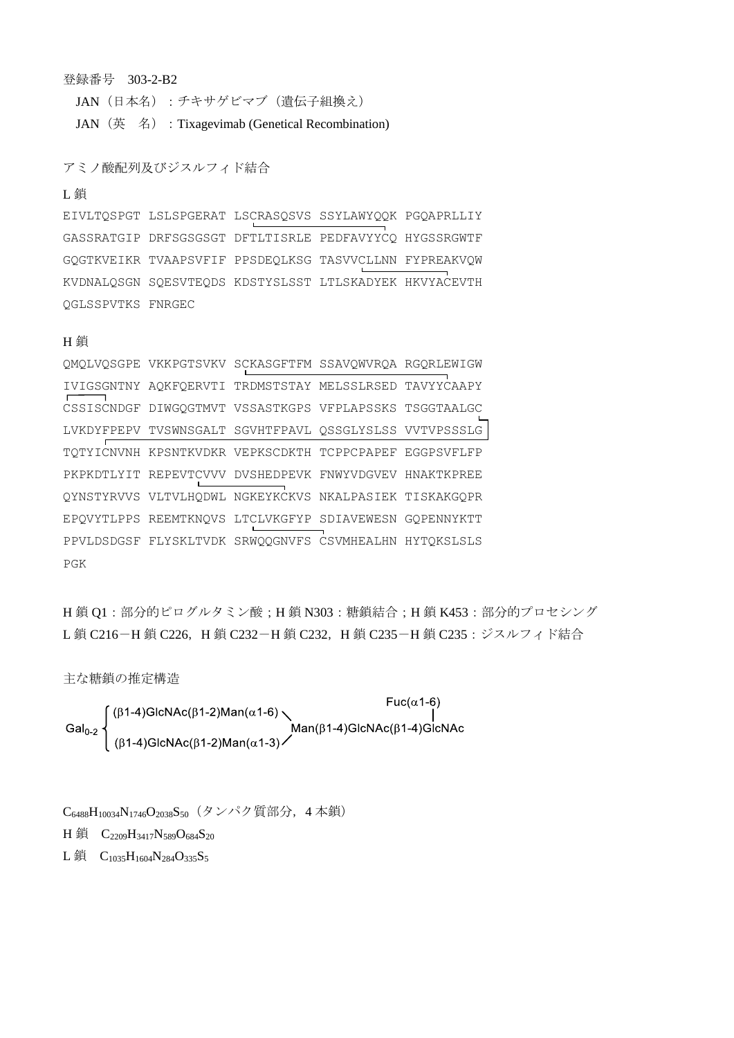登録番号　303-2-B2

JAN（日本名）：チキサゲビマブ（遺伝子組換え）

JAN（英　名）：Tixagevimab (Genetical Recombination)

アミノ酸配列及びジスルフィド結合

L 鎖

```
EIVLTQSPGT LSLSPGERAT LSCRASQSVS SSYLAWYQQK PGQAPRLLIY
GASSRATGIP DRFSGSGSGT DFTLTISRLE PEDFAVYYCQ HYGSSRGWTF
GQGTKVEIKR TVAAPSVFIF PPSDEQLKSG TASVVCLLNN FYPREAKVQW
KVDNALQSGN SQESVTEQDS KDSTYSLSST LTLSKADYEK HKVYACEVTH
QGLSSPVTKS FNRGEC
```

H 鎖

```
QMQLVQSGPE VKKPGTSVKV SCKASGFTFM SSAVQWVRQA RGQRLEWIGW
IVIGSGNTNY AQKFQERVTI TRDMSTSTAY MELSSLRSED TAVYYCAAPY
CSSISCNDGF DIWGQGTMVT VSSASTKGPS VFPLAPSSKS TSGGTAALGC
LVKDYFPEPV TVSWNSGALT SGVHTFPAVL QSSGLYSLSS VVTVPSSSLG
TQTYICNVNH KPSNTKVDKR VEPKSCDKTH TCPPCPAPEF EGGPSVFLFP
PKPKDTLYIT REPEVTCVVV DVSHEDPEVK FNWYVDGVEV HNAKTKPREE
QYNSTYRVVS VLTVLHQDWL NGKEYKCKVS NKALPASIEK TISKAKGQPR
EPQVYTLPPS REEMTKNQVS LTCLVKGFYP SDIAVEWESN GQPENNYKTT
PPVLDSDGSF FLYSKLTVDK SRWQQGNVFS CSVMHEALHN HYTQKSLSLS
PGK
```

H 鎖 Q1：部分的ピログルタミン酸；H 鎖 N303：糖鎖結合；H 鎖 K453：部分的プロセシング

L 鎖 C216－H 鎖 C226，H 鎖 C232－H 鎖 C232，H 鎖 C235－H 鎖 C235：ジスルフィド結合

主な糖鎖の推定構造

```
                                                        Fuc(α1-6)
        ┌ (β1-4)GlcNAc(β1-2)Man(α1-6) ＼                    |
Gal0-2 ┤                                  Man(β1-4)GlcNAc(β1-4)GlcNAc
        └ (β1-4)GlcNAc(β1-2)Man(α1-3) ／
```

$C_{6488}H_{10034}N_{1746}O_{2038}S_{50}$（タンパク質部分，4 本鎖）

H 鎖　$C_{2209}H_{3417}N_{589}O_{684}S_{20}$

L 鎖　$C_{1035}H_{1604}N_{284}O_{335}S_{5}$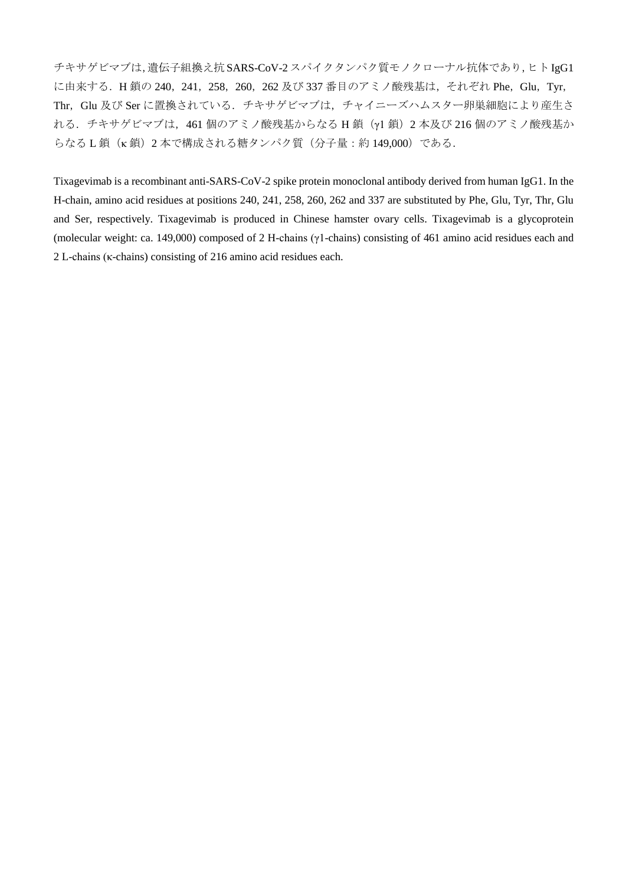チキサゲビマブは, 遺伝子組換え抗 SARS-CoV-2 スパイクタンパク質モノクローナル抗体であり, ヒト IgG1 に由来する．H 鎖の 240，241，258，260，262 及び 337 番目のアミノ酸残基は，それぞれ Phe，Glu，Tyr，Thr，Glu 及び Ser に置換されている．チキサゲビマブは，チャイニーズハムスター卵巣細胞により産生される．チキサゲビマブは，461 個のアミノ酸残基からなる H 鎖（γ1 鎖）2 本及び 216 個のアミノ酸残基からなる L 鎖（κ 鎖）2 本で構成される糖タンパク質（分子量：約 149,000）である．

Tixagevimab is a recombinant anti-SARS-CoV-2 spike protein monoclonal antibody derived from human IgG1. In the H-chain, amino acid residues at positions 240, 241, 258, 260, 262 and 337 are substituted by Phe, Glu, Tyr, Thr, Glu and Ser, respectively. Tixagevimab is produced in Chinese hamster ovary cells. Tixagevimab is a glycoprotein (molecular weight: ca. 149,000) composed of 2 H-chains (γ1-chains) consisting of 461 amino acid residues each and 2 L-chains (κ-chains) consisting of 216 amino acid residues each.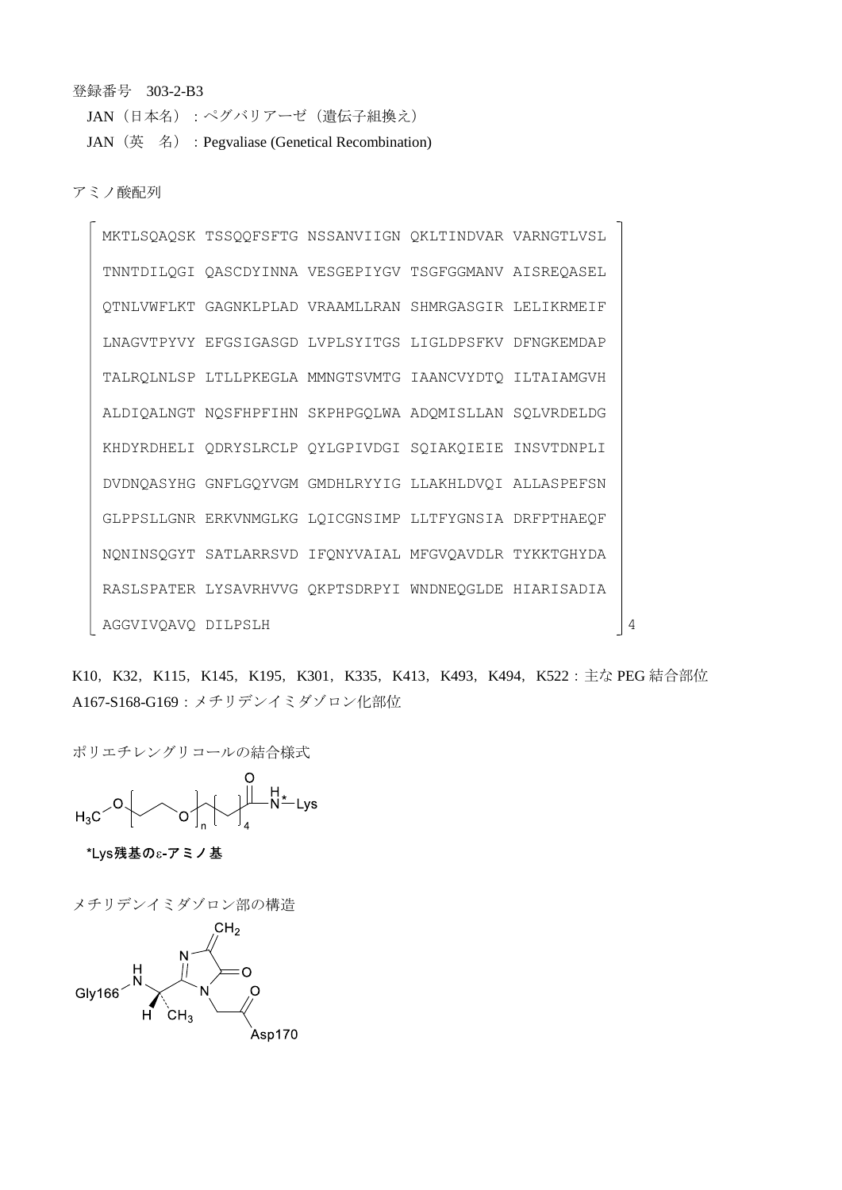登録番号　303-2-B3

JAN（日本名）：ペグバリアーゼ（遺伝子組換え）

JAN（英　名）：Pegvaliase (Genetical Recombination)

アミノ酸配列

```
MKTLSQAQSK TSSQQFSFTG NSSANVIIGN QKLTINDVAR VARNGTLVSL
TNNTDILQGI QASCDYINNA VESGEPIYGV TSGFGGMANV AISREQASEL
QTNLVWFLKT GAGNKLPLAD VRAAMLLRAN SHMRGASGIR LELIKRMEIF
LNAGVTPYVY EFGSIGASGD LVPLSYITGS LIGLDPSFKV DFNGKEMDAP
TALRQLNLSP LTLLPKEGLA MMNGTSVMTG IAANCVYDTQ ILTAIAMGVH
ALDIQALNGT NQSFHPFIHN SKPHPGQLWA ADQMISLLAN SQLVRDELDG
KHDYRDHELI QDRYSLRCLP QYLGPIVDGI SQIAKQIEIE INSVTDNPLI
DVDNQASYHG GNFLGQYVGM GMDHLRYYIG LLAKHLDVQI ALLASPEFSN
GLPPSLLGNR ERKVNMGLKG LQICGNSIMP LLTFYGNSIA DRFPTHAEQF
NQNINSQGYT SATLARRSVD IFQNYVAIAL MFGVQAVDLR TYKKTGHYDA
RASLSPATER LYSAVRHVVG QKPTSDRPYI WNDNEQGLDE HIARISADIA
AGGVIVQAVQ DILPSLH
```
（上記配列の4量体）

K10，K32，K115，K145，K195，K301，K335，K413，K493，K494，K522：主な PEG 結合部位

A167-S168-G169：メチリデンイミダゾロン化部位

ポリエチレングリコールの結合様式

$H_3C-O-[CH_2CH_2O]_n-[CH_2]_4-C(=O)-NH^{*}-Lys$

*Lys残基のε-アミノ基

メチリデンイミダゾロン部の構造

Gly166–NH–CH($CH_3$)–（4-メチリデン-5-オキソイミダゾール環，N1–$CH_2$–C(=O)–Asp170）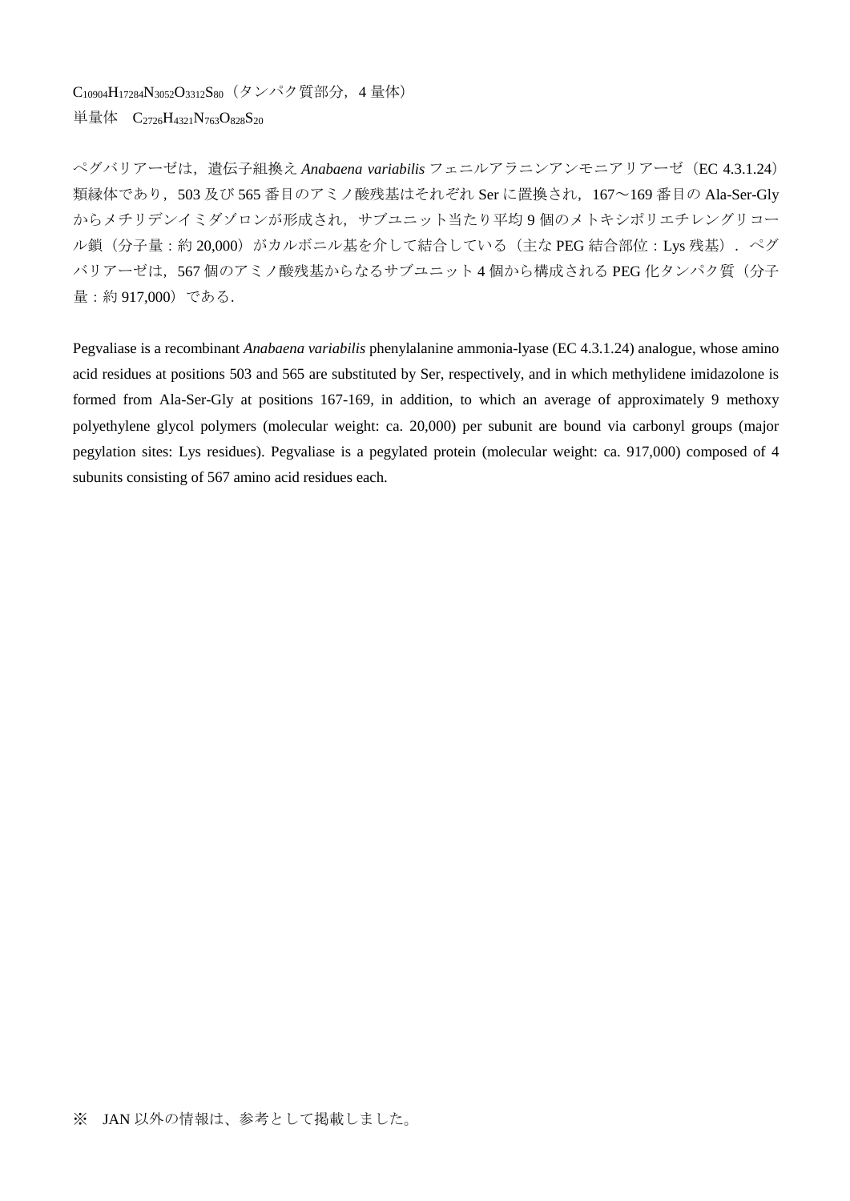$C_{10904}H_{17284}N_{3052}O_{3312}S_{80}$（タンパク質部分，4 量体）
単量体　$C_{2726}H_{4321}N_{763}O_{828}S_{20}$

ペグバリアーゼは，遺伝子組換え *Anabaena variabilis* フェニルアラニンアンモニアリアーゼ（EC 4.3.1.24）類縁体であり，503 及び 565 番目のアミノ酸残基はそれぞれ Ser に置換され，167～169 番目の Ala-Ser-Gly からメチリデンイミダゾロンが形成され，サブユニット当たり平均 9 個のメトキシポリエチレングリコール鎖（分子量：約 20,000）がカルボニル基を介して結合している（主な PEG 結合部位：Lys 残基）．ペグバリアーゼは，567 個のアミノ酸残基からなるサブユニット 4 個から構成される PEG 化タンパク質（分子量：約 917,000）である．

Pegvaliase is a recombinant *Anabaena variabilis* phenylalanine ammonia-lyase (EC 4.3.1.24) analogue, whose amino acid residues at positions 503 and 565 are substituted by Ser, respectively, and in which methylidene imidazolone is formed from Ala-Ser-Gly at positions 167-169, in addition, to which an average of approximately 9 methoxy polyethylene glycol polymers (molecular weight: ca. 20,000) per subunit are bound via carbonyl groups (major pegylation sites: Lys residues). Pegvaliase is a pegylated protein (molecular weight: ca. 917,000) composed of 4 subunits consisting of 567 amino acid residues each.

※　JAN 以外の情報は、参考として掲載しました。